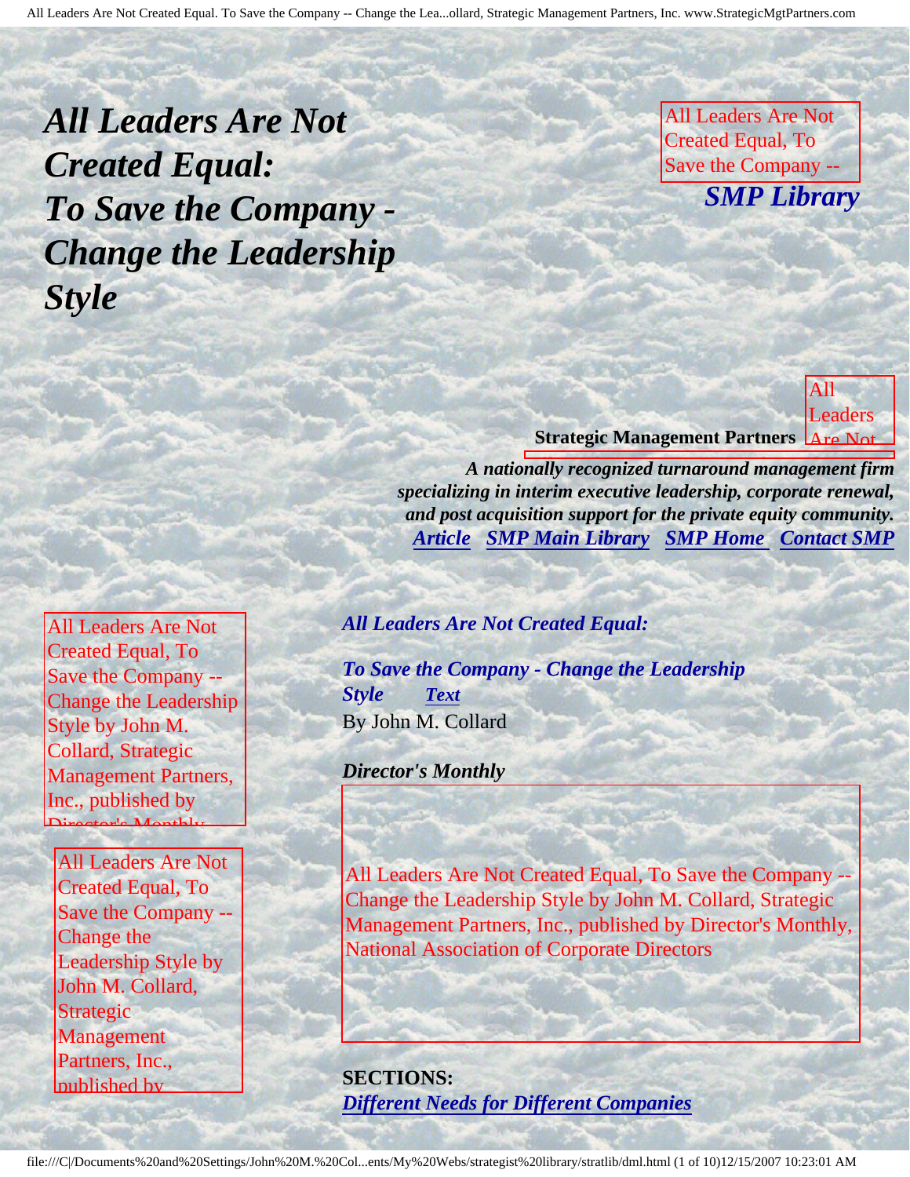# *All Leaders Are Not Created Equal: To Save the Company - Change the Leadership Style*

All Leaders Are Not Created Equal, To Save the Company --

***SMP Library***

All Leaders Are Not

**Strategic Management Partners**

***A nationally recognized turnaround management firm specializing in interim executive leadership, corporate renewal, and post acquisition support for the private equity community.***

***Article*** ***SMP Main Library*** ***SMP Home*** ***Contact SMP***

All Leaders Are Not Created Equal, To Save the Company -- Change the Leadership Style by John M. Collard, Strategic Management Partners, Inc., published by Director's Monthly

All Leaders Are Not Created Equal, To Save the Company -- Change the Leadership Style by John M. Collard, Strategic Management Partners, Inc., published by

***All Leaders Are Not Created Equal:***

***To Save the Company - Change the Leadership Style*** ***Text***

By John M. Collard

***Director's Monthly***

All Leaders Are Not Created Equal, To Save the Company -- Change the Leadership Style by John M. Collard, Strategic Management Partners, Inc., published by Director's Monthly, National Association of Corporate Directors

**SECTIONS:**

***Different Needs for Different Companies***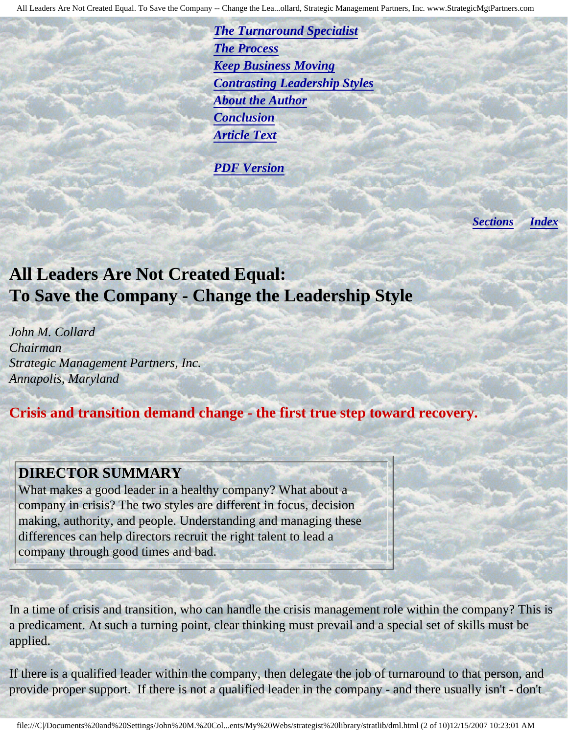*The Turnaround Specialist*
*The Process*
*Keep Business Moving*
*Contrasting Leadership Styles*
*About the Author*
*Conclusion*
*Article Text*

*PDF Version*

*Sections* *Index*

# All Leaders Are Not Created Equal: To Save the Company - Change the Leadership Style

*John M. Collard*
*Chairman*
*Strategic Management Partners, Inc.*
*Annapolis, Maryland*

**Crisis and transition demand change - the first true step toward recovery.**

> **DIRECTOR SUMMARY**
> What makes a good leader in a healthy company? What about a company in crisis? The two styles are different in focus, decision making, authority, and people. Understanding and managing these differences can help directors recruit the right talent to lead a company through good times and bad.

In a time of crisis and transition, who can handle the crisis management role within the company? This is a predicament. At such a turning point, clear thinking must prevail and a special set of skills must be applied.

If there is a qualified leader within the company, then delegate the job of turnaround to that person, and provide proper support. If there is not a qualified leader in the company - and there usually isn't - don't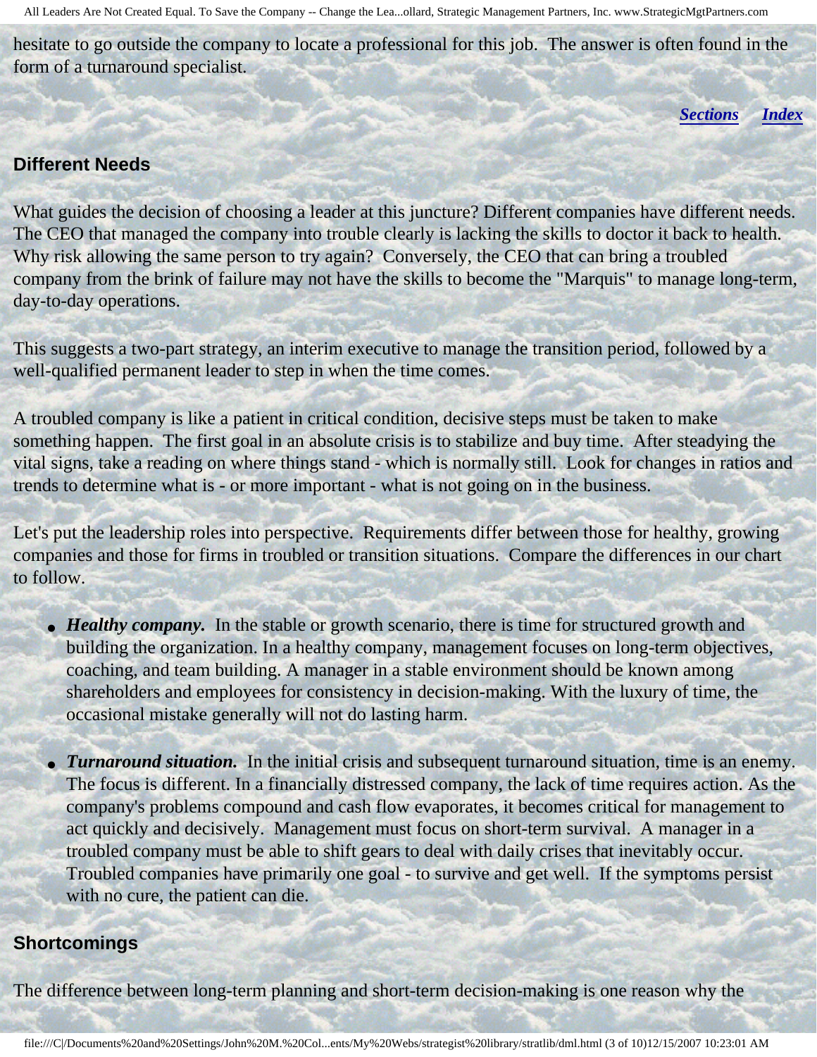hesitate to go outside the company to locate a professional for this job. The answer is often found in the form of a turnaround specialist.

*Sections* *Index*

### Different Needs

What guides the decision of choosing a leader at this juncture? Different companies have different needs. The CEO that managed the company into trouble clearly is lacking the skills to doctor it back to health. Why risk allowing the same person to try again? Conversely, the CEO that can bring a troubled company from the brink of failure may not have the skills to become the "Marquis" to manage long-term, day-to-day operations.

This suggests a two-part strategy, an interim executive to manage the transition period, followed by a well-qualified permanent leader to step in when the time comes.

A troubled company is like a patient in critical condition, decisive steps must be taken to make something happen. The first goal in an absolute crisis is to stabilize and buy time. After steadying the vital signs, take a reading on where things stand - which is normally still. Look for changes in ratios and trends to determine what is - or more important - what is not going on in the business.

Let's put the leadership roles into perspective. Requirements differ between those for healthy, growing companies and those for firms in troubled or transition situations. Compare the differences in our chart to follow.

- ***Healthy company.*** In the stable or growth scenario, there is time for structured growth and building the organization. In a healthy company, management focuses on long-term objectives, coaching, and team building. A manager in a stable environment should be known among shareholders and employees for consistency in decision-making. With the luxury of time, the occasional mistake generally will not do lasting harm.

- ***Turnaround situation.*** In the initial crisis and subsequent turnaround situation, time is an enemy. The focus is different. In a financially distressed company, the lack of time requires action. As the company's problems compound and cash flow evaporates, it becomes critical for management to act quickly and decisively. Management must focus on short-term survival. A manager in a troubled company must be able to shift gears to deal with daily crises that inevitably occur. Troubled companies have primarily one goal - to survive and get well. If the symptoms persist with no cure, the patient can die.

### Shortcomings

The difference between long-term planning and short-term decision-making is one reason why the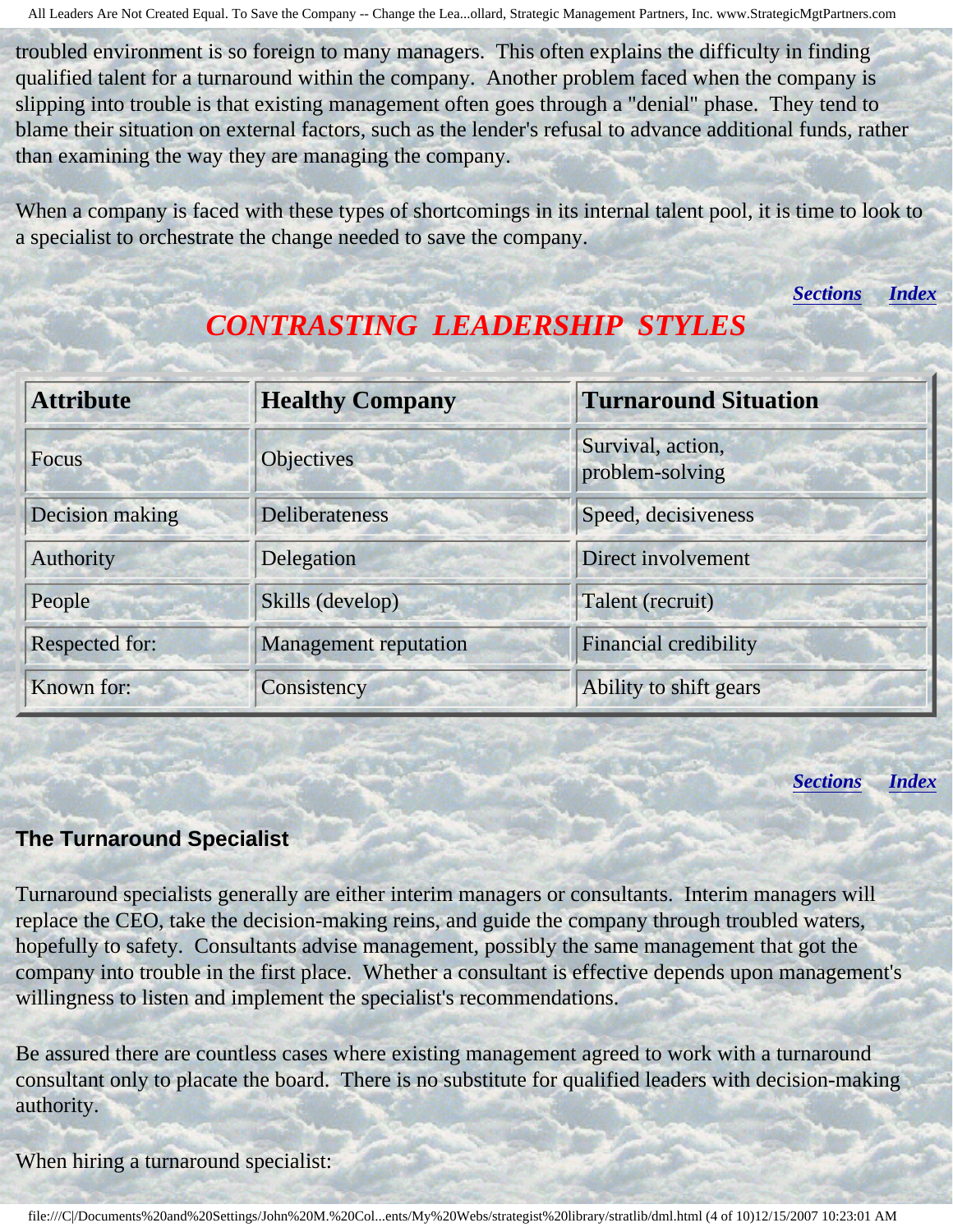troubled environment is so foreign to many managers. This often explains the difficulty in finding qualified talent for a turnaround within the company. Another problem faced when the company is slipping into trouble is that existing management often goes through a "denial" phase. They tend to blame their situation on external factors, such as the lender's refusal to advance additional funds, rather than examining the way they are managing the company.

When a company is faced with these types of shortcomings in its internal talent pool, it is time to look to a specialist to orchestrate the change needed to save the company.

*Sections* *Index*

## *CONTRASTING LEADERSHIP STYLES*

| Attribute | Healthy Company | Turnaround Situation |
| --- | --- | --- |
| Focus | Objectives | Survival, action, problem-solving |
| Decision making | Deliberateness | Speed, decisiveness |
| Authority | Delegation | Direct involvement |
| People | Skills (develop) | Talent (recruit) |
| Respected for: | Management reputation | Financial credibility |
| Known for: | Consistency | Ability to shift gears |

*Sections* *Index*

### The Turnaround Specialist

Turnaround specialists generally are either interim managers or consultants. Interim managers will replace the CEO, take the decision-making reins, and guide the company through troubled waters, hopefully to safety. Consultants advise management, possibly the same management that got the company into trouble in the first place. Whether a consultant is effective depends upon management's willingness to listen and implement the specialist's recommendations.

Be assured there are countless cases where existing management agreed to work with a turnaround consultant only to placate the board. There is no substitute for qualified leaders with decision-making authority.

When hiring a turnaround specialist: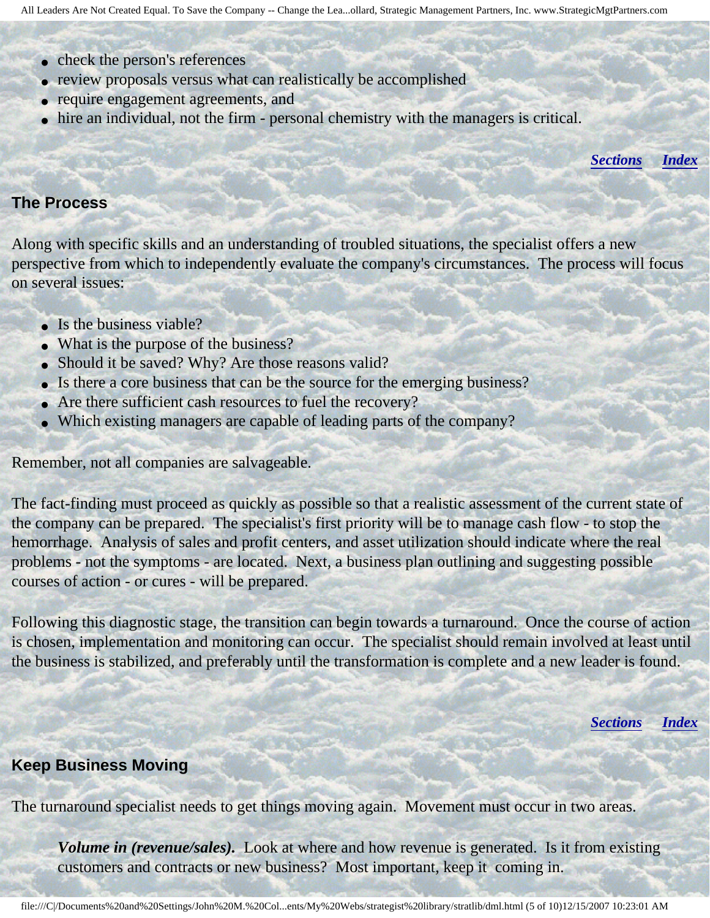- check the person's references
- review proposals versus what can realistically be accomplished
- require engagement agreements, and
- hire an individual, not the firm - personal chemistry with the managers is critical.

***Sections*** ***Index***

## The Process

Along with specific skills and an understanding of troubled situations, the specialist offers a new perspective from which to independently evaluate the company's circumstances. The process will focus on several issues:

- Is the business viable?
- What is the purpose of the business?
- Should it be saved? Why? Are those reasons valid?
- Is there a core business that can be the source for the emerging business?
- Are there sufficient cash resources to fuel the recovery?
- Which existing managers are capable of leading parts of the company?

Remember, not all companies are salvageable.

The fact-finding must proceed as quickly as possible so that a realistic assessment of the current state of the company can be prepared. The specialist's first priority will be to manage cash flow - to stop the hemorrhage. Analysis of sales and profit centers, and asset utilization should indicate where the real problems - not the symptoms - are located. Next, a business plan outlining and suggesting possible courses of action - or cures - will be prepared.

Following this diagnostic stage, the transition can begin towards a turnaround. Once the course of action is chosen, implementation and monitoring can occur. The specialist should remain involved at least until the business is stabilized, and preferably until the transformation is complete and a new leader is found.

***Sections*** ***Index***

## Keep Business Moving

The turnaround specialist needs to get things moving again. Movement must occur in two areas.

> ***Volume in (revenue/sales).*** Look at where and how revenue is generated. Is it from existing customers and contracts or new business? Most important, keep it coming in.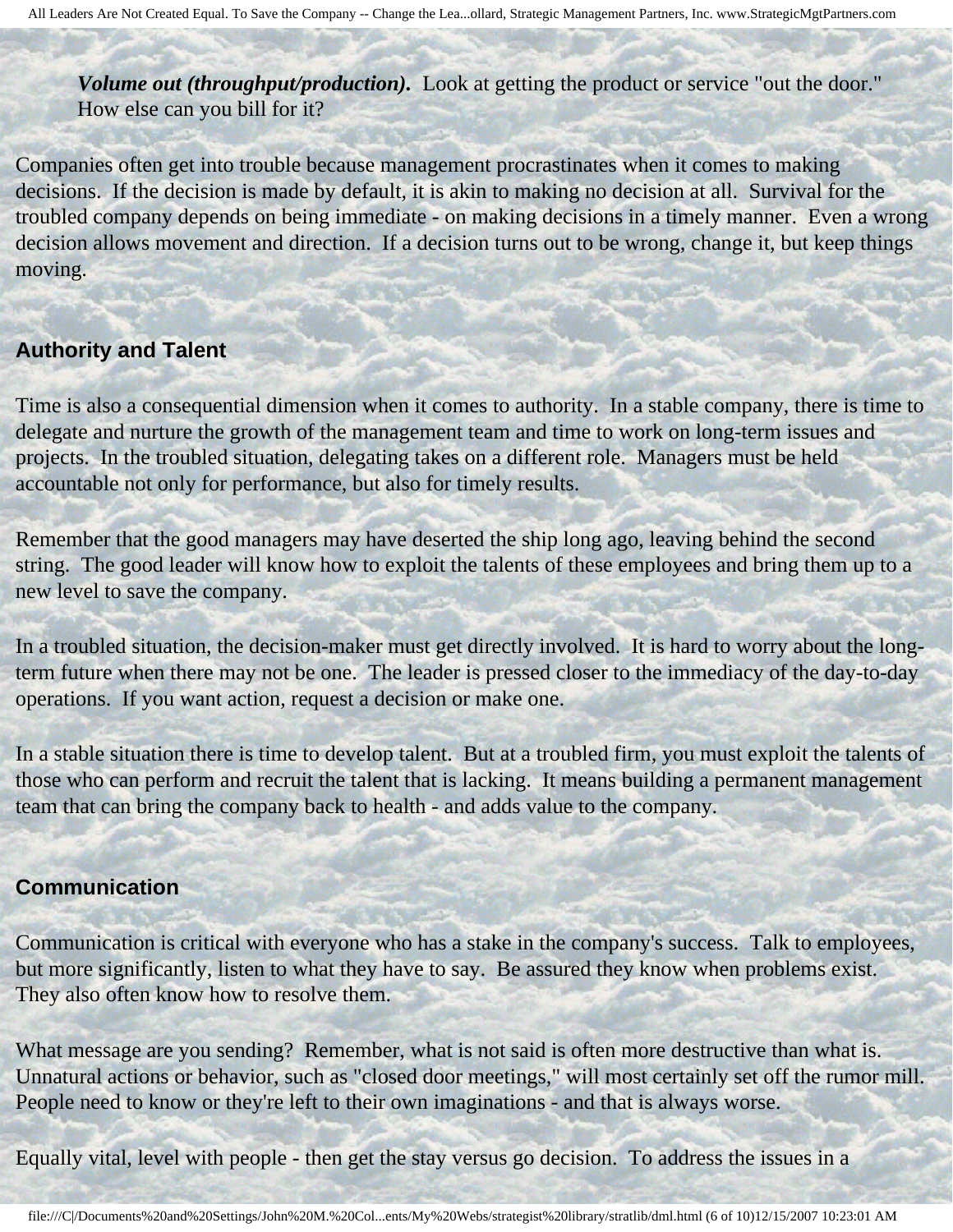***Volume out (throughput/production).*** Look at getting the product or service "out the door." How else can you bill for it?

Companies often get into trouble because management procrastinates when it comes to making decisions. If the decision is made by default, it is akin to making no decision at all. Survival for the troubled company depends on being immediate - on making decisions in a timely manner. Even a wrong decision allows movement and direction. If a decision turns out to be wrong, change it, but keep things moving.

### Authority and Talent

Time is also a consequential dimension when it comes to authority. In a stable company, there is time to delegate and nurture the growth of the management team and time to work on long-term issues and projects. In the troubled situation, delegating takes on a different role. Managers must be held accountable not only for performance, but also for timely results.

Remember that the good managers may have deserted the ship long ago, leaving behind the second string. The good leader will know how to exploit the talents of these employees and bring them up to a new level to save the company.

In a troubled situation, the decision-maker must get directly involved. It is hard to worry about the long-term future when there may not be one. The leader is pressed closer to the immediacy of the day-to-day operations. If you want action, request a decision or make one.

In a stable situation there is time to develop talent. But at a troubled firm, you must exploit the talents of those who can perform and recruit the talent that is lacking. It means building a permanent management team that can bring the company back to health - and adds value to the company.

### Communication

Communication is critical with everyone who has a stake in the company's success. Talk to employees, but more significantly, listen to what they have to say. Be assured they know when problems exist. They also often know how to resolve them.

What message are you sending? Remember, what is not said is often more destructive than what is. Unnatural actions or behavior, such as "closed door meetings," will most certainly set off the rumor mill. People need to know or they're left to their own imaginations - and that is always worse.

Equally vital, level with people - then get the stay versus go decision. To address the issues in a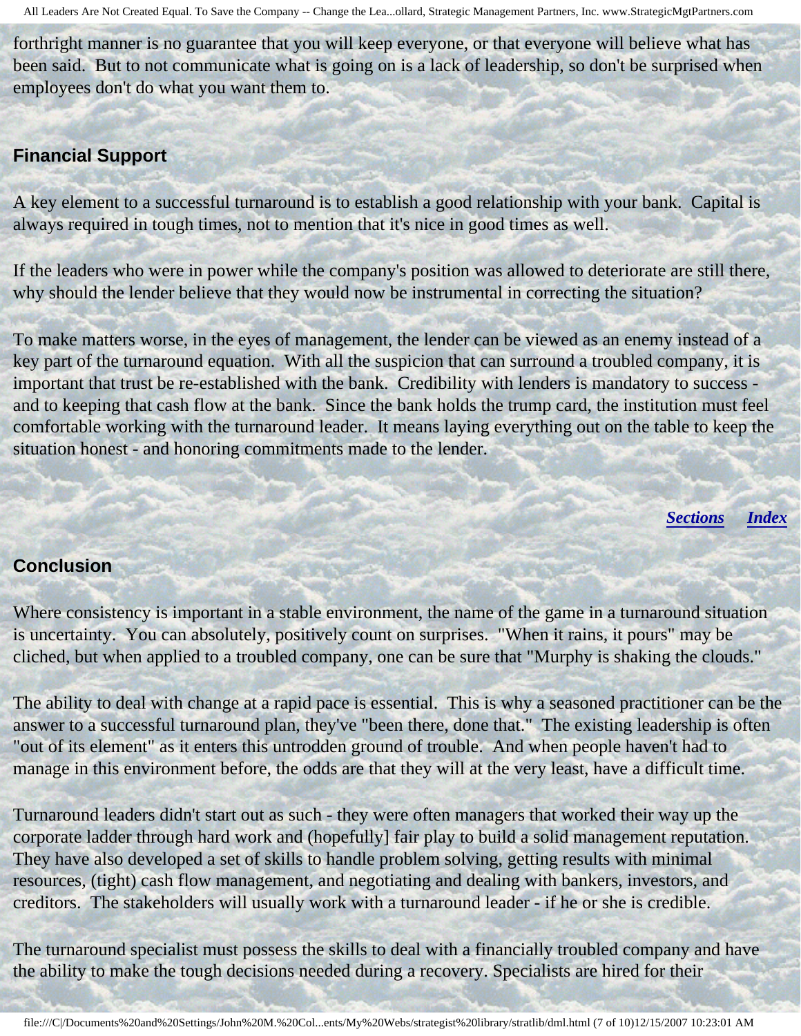forthright manner is no guarantee that you will keep everyone, or that everyone will believe what has been said. But to not communicate what is going on is a lack of leadership, so don't be surprised when employees don't do what you want them to.

### Financial Support

A key element to a successful turnaround is to establish a good relationship with your bank. Capital is always required in tough times, not to mention that it's nice in good times as well.

If the leaders who were in power while the company's position was allowed to deteriorate are still there, why should the lender believe that they would now be instrumental in correcting the situation?

To make matters worse, in the eyes of management, the lender can be viewed as an enemy instead of a key part of the turnaround equation. With all the suspicion that can surround a troubled company, it is important that trust be re-established with the bank. Credibility with lenders is mandatory to success - and to keeping that cash flow at the bank. Since the bank holds the trump card, the institution must feel comfortable working with the turnaround leader. It means laying everything out on the table to keep the situation honest - and honoring commitments made to the lender.

***Sections*** ***Index***

### Conclusion

Where consistency is important in a stable environment, the name of the game in a turnaround situation is uncertainty. You can absolutely, positively count on surprises. "When it rains, it pours" may be cliched, but when applied to a troubled company, one can be sure that "Murphy is shaking the clouds."

The ability to deal with change at a rapid pace is essential. This is why a seasoned practitioner can be the answer to a successful turnaround plan, they've "been there, done that." The existing leadership is often "out of its element" as it enters this untrodden ground of trouble. And when people haven't had to manage in this environment before, the odds are that they will at the very least, have a difficult time.

Turnaround leaders didn't start out as such - they were often managers that worked their way up the corporate ladder through hard work and (hopefully] fair play to build a solid management reputation. They have also developed a set of skills to handle problem solving, getting results with minimal resources, (tight) cash flow management, and negotiating and dealing with bankers, investors, and creditors. The stakeholders will usually work with a turnaround leader - if he or she is credible.

The turnaround specialist must possess the skills to deal with a financially troubled company and have the ability to make the tough decisions needed during a recovery. Specialists are hired for their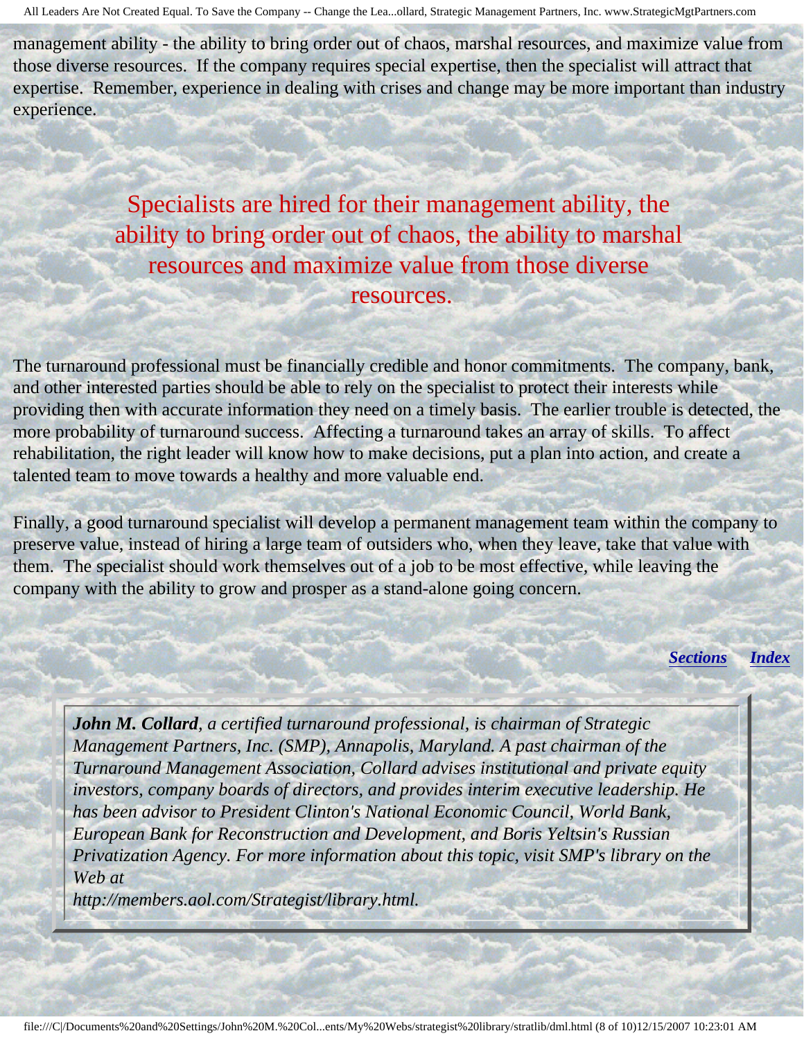management ability - the ability to bring order out of chaos, marshal resources, and maximize value from those diverse resources. If the company requires special expertise, then the specialist will attract that expertise. Remember, experience in dealing with crises and change may be more important than industry experience.

> Specialists are hired for their management ability, the ability to bring order out of chaos, the ability to marshal resources and maximize value from those diverse resources.

The turnaround professional must be financially credible and honor commitments. The company, bank, and other interested parties should be able to rely on the specialist to protect their interests while providing then with accurate information they need on a timely basis. The earlier trouble is detected, the more probability of turnaround success. Affecting a turnaround takes an array of skills. To affect rehabilitation, the right leader will know how to make decisions, put a plan into action, and create a talented team to move towards a healthy and more valuable end.

Finally, a good turnaround specialist will develop a permanent management team within the company to preserve value, instead of hiring a large team of outsiders who, when they leave, take that value with them. The specialist should work themselves out of a job to be most effective, while leaving the company with the ability to grow and prosper as a stand-alone going concern.

***Sections*** ***Index***

***John M. Collard****, a certified turnaround professional, is chairman of Strategic Management Partners, Inc. (SMP), Annapolis, Maryland. A past chairman of the Turnaround Management Association, Collard advises institutional and private equity investors, company boards of directors, and provides interim executive leadership. He has been advisor to President Clinton's National Economic Council, World Bank, European Bank for Reconstruction and Development, and Boris Yeltsin's Russian Privatization Agency. For more information about this topic, visit SMP's library on the Web at http://members.aol.com/Strategist/library.html.*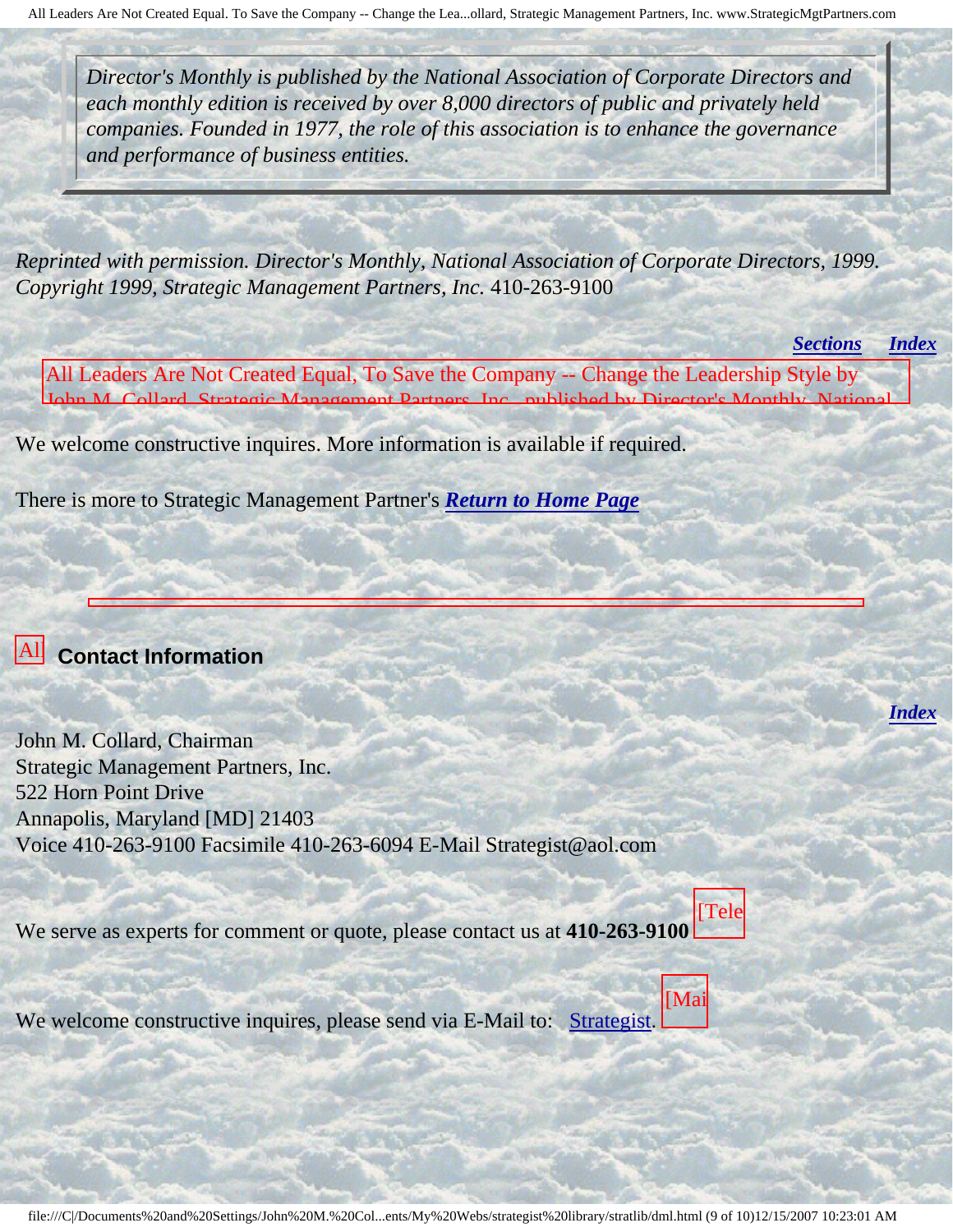*Director's Monthly is published by the National Association of Corporate Directors and each monthly edition is received by over 8,000 directors of public and privately held companies. Founded in 1977, the role of this association is to enhance the governance and performance of business entities.*

*Reprinted with permission. Director's Monthly, National Association of Corporate Directors, 1999. Copyright 1999, Strategic Management Partners, Inc.* 410-263-9100

***Sections*** ***Index***

All Leaders Are Not Created Equal, To Save the Company -- Change the Leadership Style by John M. Collard, Strategic Management Partners, Inc., published by Director's Monthly, National

We welcome constructive inquires. More information is available if required.

There is more to Strategic Management Partner's ***Return to Home Page***

Al

## Contact Information

***Index***

John M. Collard, Chairman
Strategic Management Partners, Inc.
522 Horn Point Drive
Annapolis, Maryland [MD] 21403
Voice 410-263-9100 Facsimile 410-263-6094 E-Mail Strategist@aol.com

We serve as experts for comment or quote, please contact us at **410-263-9100** [Tele

We welcome constructive inquires, please send via E-Mail to: Strategist. [Mai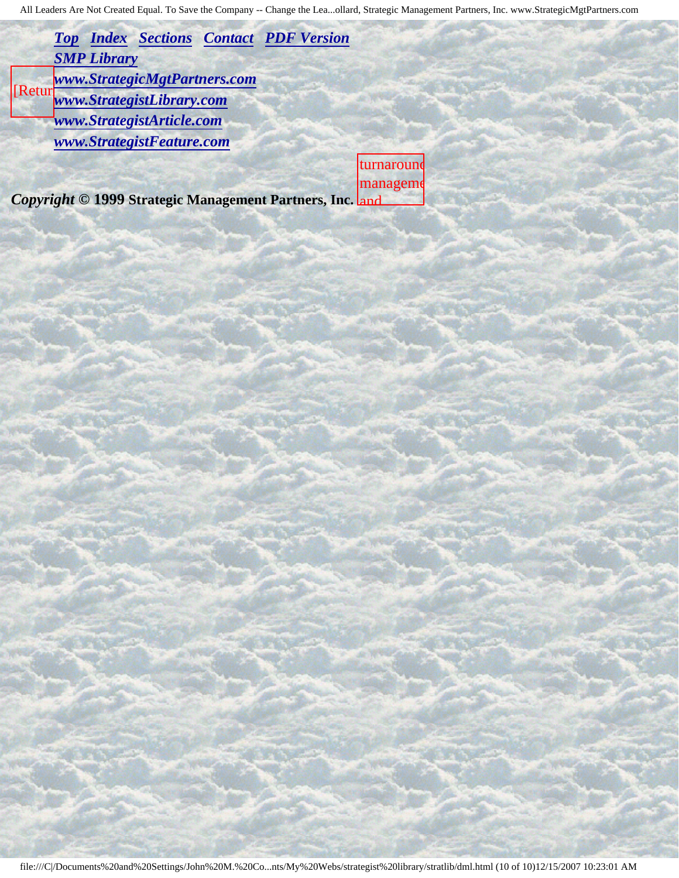***Top*** ***Index*** ***Sections*** ***Contact*** ***PDF Version***
***SMP Library***
[Retur ***www.StrategicMgtPartners.com***
***www.StrategistLibrary.com***
***www.StrategistArticle.com***
***www.StrategistFeature.com***

***Copyright*** **© 1999 Strategic Management Partners, Inc.** turnaround manageme and